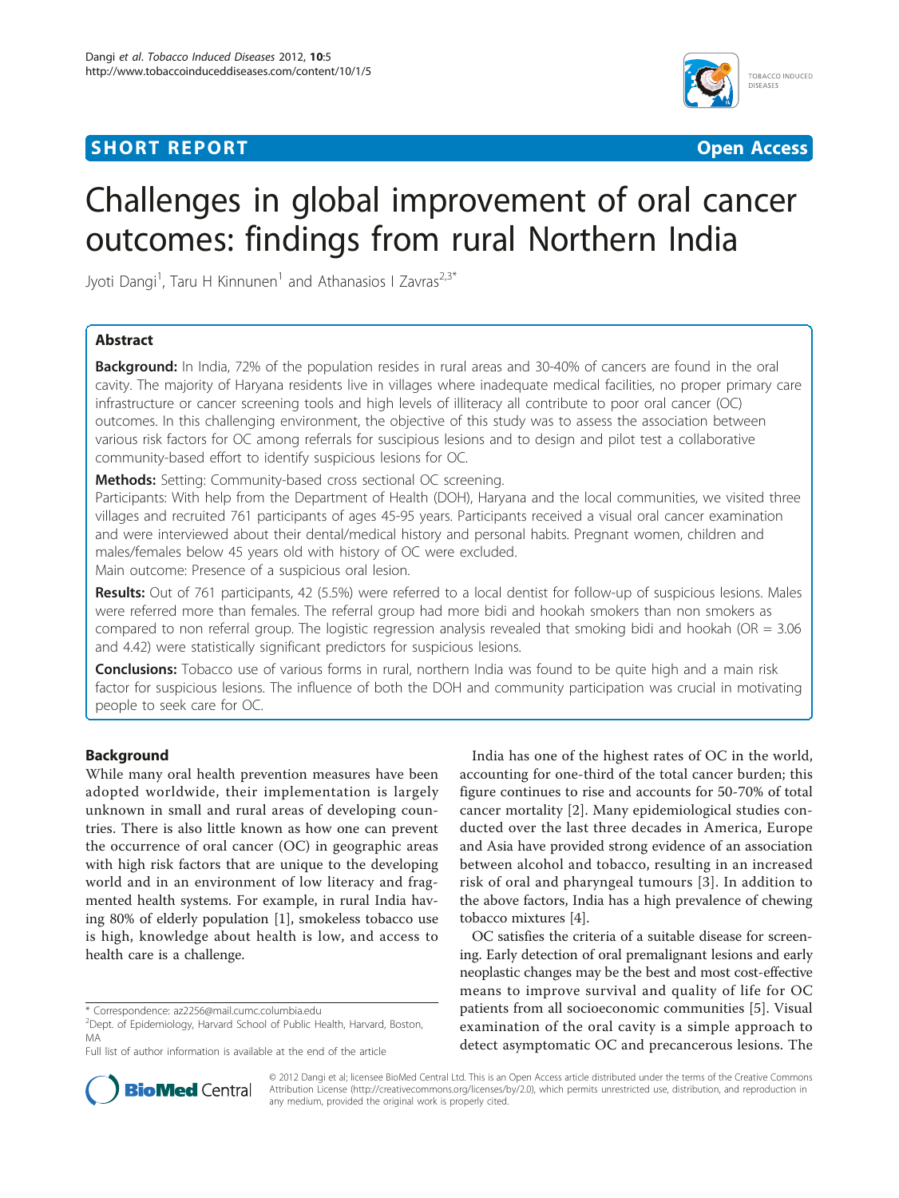SHORT REPORT Open Access

# Challenges in global improvement of oral cancer outcomes: findings from rural Northern India

Jyoti Dangi[1], Taru H Kinnunen[1] and Athanasios I Zavras[2,3*]

## Abstract

**Background:** In India, 72% of the population resides in rural areas and 30-40% of cancers are found in the oral cavity. The majority of Haryana residents live in villages where inadequate medical facilities, no proper primary care infrastructure or cancer screening tools and high levels of illiteracy all contribute to poor oral cancer (OC) outcomes. In this challenging environment, the objective of this study was to assess the association between various risk factors for OC among referrals for suscipious lesions and to design and pilot test a collaborative community-based effort to identify suspicious lesions for OC.

**Methods:** Setting: Community-based cross sectional OC screening.

Participants: With help from the Department of Health (DOH), Haryana and the local communities, we visited three villages and recruited 761 participants of ages 45-95 years. Participants received a visual oral cancer examination and were interviewed about their dental/medical history and personal habits. Pregnant women, children and males/females below 45 years old with history of OC were excluded.

Main outcome: Presence of a suspicious oral lesion.

**Results:** Out of 761 participants, 42 (5.5%) were referred to a local dentist for follow-up of suspicious lesions. Males were referred more than females. The referral group had more bidi and hookah smokers than non smokers as compared to non referral group. The logistic regression analysis revealed that smoking bidi and hookah (OR = 3.06 and 4.42) were statistically significant predictors for suspicious lesions.

**Conclusions:** Tobacco use of various forms in rural, northern India was found to be quite high and a main risk factor for suspicious lesions. The influence of both the DOH and community participation was crucial in motivating people to seek care for OC.

## Background

While many oral health prevention measures have been adopted worldwide, their implementation is largely unknown in small and rural areas of developing countries. There is also little known as how one can prevent the occurrence of oral cancer (OC) in geographic areas with high risk factors that are unique to the developing world and in an environment of low literacy and fragmented health systems. For example, in rural India having 80% of elderly population [1], smokeless tobacco use is high, knowledge about health is low, and access to health care is a challenge.

India has one of the highest rates of OC in the world, accounting for one-third of the total cancer burden; this figure continues to rise and accounts for 50-70% of total cancer mortality [2]. Many epidemiological studies conducted over the last three decades in America, Europe and Asia have provided strong evidence of an association between alcohol and tobacco, resulting in an increased risk of oral and pharyngeal tumours [3]. In addition to the above factors, India has a high prevalence of chewing tobacco mixtures [4].

OC satisfies the criteria of a suitable disease for screening. Early detection of oral premalignant lesions and early neoplastic changes may be the best and most cost-effective means to improve survival and quality of life for OC patients from all socioeconomic communities [5]. Visual examination of the oral cavity is a simple approach to detect asymptomatic OC and precancerous lesions. The

\* Correspondence: az2256@mail.cumc.columbia.edu
[2]Dept. of Epidemiology, Harvard School of Public Health, Harvard, Boston, MA
Full list of author information is available at the end of the article

© 2012 Dangi et al; licensee BioMed Central Ltd. This is an Open Access article distributed under the terms of the Creative Commons Attribution License (http://creativecommons.org/licenses/by/2.0), which permits unrestricted use, distribution, and reproduction in any medium, provided the original work is properly cited.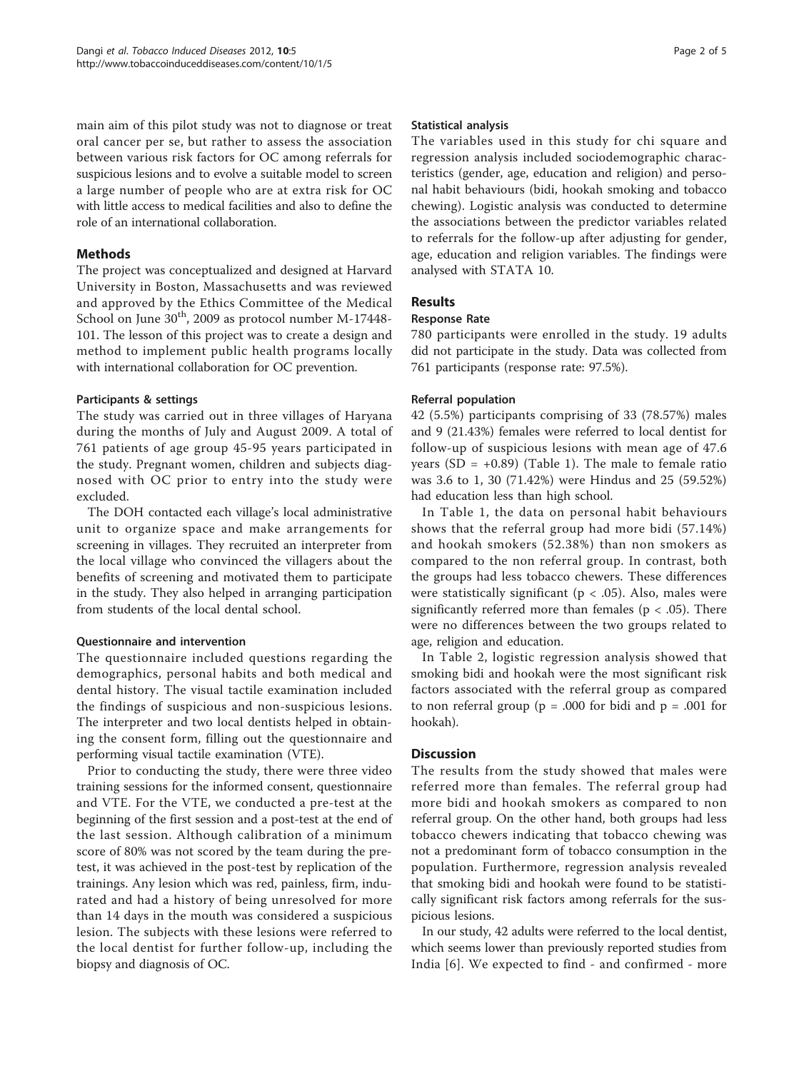main aim of this pilot study was not to diagnose or treat oral cancer per se, but rather to assess the association between various risk factors for OC among referrals for suspicious lesions and to evolve a suitable model to screen a large number of people who are at extra risk for OC with little access to medical facilities and also to define the role of an international collaboration.

## Methods

The project was conceptualized and designed at Harvard University in Boston, Massachusetts and was reviewed and approved by the Ethics Committee of the Medical School on June 30[th], 2009 as protocol number M-17448-101. The lesson of this project was to create a design and method to implement public health programs locally with international collaboration for OC prevention.

### Participants & settings

The study was carried out in three villages of Haryana during the months of July and August 2009. A total of 761 patients of age group 45-95 years participated in the study. Pregnant women, children and subjects diagnosed with OC prior to entry into the study were excluded.

The DOH contacted each village's local administrative unit to organize space and make arrangements for screening in villages. They recruited an interpreter from the local village who convinced the villagers about the benefits of screening and motivated them to participate in the study. They also helped in arranging participation from students of the local dental school.

### Questionnaire and intervention

The questionnaire included questions regarding the demographics, personal habits and both medical and dental history. The visual tactile examination included the findings of suspicious and non-suspicious lesions. The interpreter and two local dentists helped in obtaining the consent form, filling out the questionnaire and performing visual tactile examination (VTE).

Prior to conducting the study, there were three video training sessions for the informed consent, questionnaire and VTE. For the VTE, we conducted a pre-test at the beginning of the first session and a post-test at the end of the last session. Although calibration of a minimum score of 80% was not scored by the team during the pre-test, it was achieved in the post-test by replication of the trainings. Any lesion which was red, painless, firm, indurated and had a history of being unresolved for more than 14 days in the mouth was considered a suspicious lesion. The subjects with these lesions were referred to the local dentist for further follow-up, including the biopsy and diagnosis of OC.

### Statistical analysis

The variables used in this study for chi square and regression analysis included sociodemographic characteristics (gender, age, education and religion) and personal habit behaviours (bidi, hookah smoking and tobacco chewing). Logistic analysis was conducted to determine the associations between the predictor variables related to referrals for the follow-up after adjusting for gender, age, education and religion variables. The findings were analysed with STATA 10.

## Results

### Response Rate

780 participants were enrolled in the study. 19 adults did not participate in the study. Data was collected from 761 participants (response rate: 97.5%).

### Referral population

42 (5.5%) participants comprising of 33 (78.57%) males and 9 (21.43%) females were referred to local dentist for follow-up of suspicious lesions with mean age of 47.6 years (SD = +0.89) (Table 1). The male to female ratio was 3.6 to 1, 30 (71.42%) were Hindus and 25 (59.52%) had education less than high school.

In Table 1, the data on personal habit behaviours shows that the referral group had more bidi (57.14%) and hookah smokers (52.38%) than non smokers as compared to the non referral group. In contrast, both the groups had less tobacco chewers. These differences were statistically significant ($p < .05$). Also, males were significantly referred more than females ($p < .05$). There were no differences between the two groups related to age, religion and education.

In Table 2, logistic regression analysis showed that smoking bidi and hookah were the most significant risk factors associated with the referral group as compared to non referral group ($p = .000$ for bidi and $p = .001$ for hookah).

## Discussion

The results from the study showed that males were referred more than females. The referral group had more bidi and hookah smokers as compared to non referral group. On the other hand, both groups had less tobacco chewers indicating that tobacco chewing was not a predominant form of tobacco consumption in the population. Furthermore, regression analysis revealed that smoking bidi and hookah were found to be statistically significant risk factors among referrals for the suspicious lesions.

In our study, 42 adults were referred to the local dentist, which seems lower than previously reported studies from India [6]. We expected to find - and confirmed - more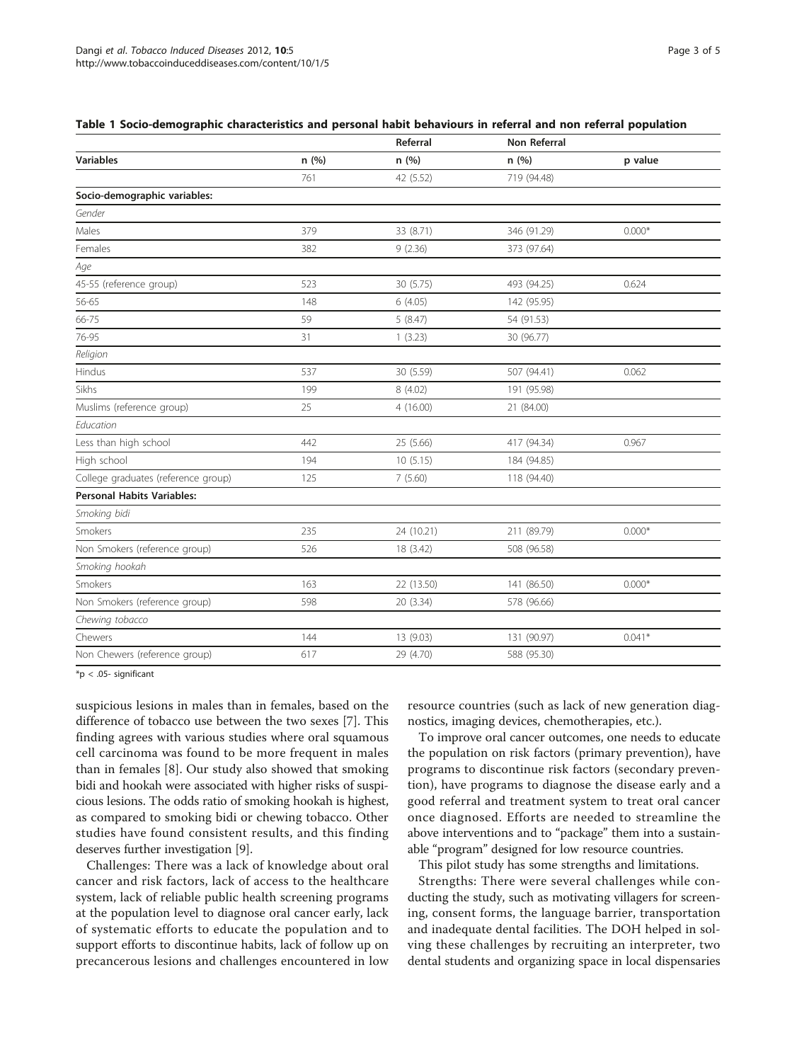**Table 1 Socio-demographic characteristics and personal habit behaviours in referral and non referral population**

| | | Referral | Non Referral | |
|---|---|---|---|---|
| **Variables** | n (%) | n (%) | n (%) | p value |
| | 761 | 42 (5.52) | 719 (94.48) | |
| **Socio-demographic variables:** | | | | |
| *Gender* | | | | |
| Males | 379 | 33 (8.71) | 346 (91.29) | 0.000* |
| Females | 382 | 9 (2.36) | 373 (97.64) | |
| *Age* | | | | |
| 45-55 (reference group) | 523 | 30 (5.75) | 493 (94.25) | 0.624 |
| 56-65 | 148 | 6 (4.05) | 142 (95.95) | |
| 66-75 | 59 | 5 (8.47) | 54 (91.53) | |
| 76-95 | 31 | 1 (3.23) | 30 (96.77) | |
| *Religion* | | | | |
| Hindus | 537 | 30 (5.59) | 507 (94.41) | 0.062 |
| Sikhs | 199 | 8 (4.02) | 191 (95.98) | |
| Muslims (reference group) | 25 | 4 (16.00) | 21 (84.00) | |
| *Education* | | | | |
| Less than high school | 442 | 25 (5.66) | 417 (94.34) | 0.967 |
| High school | 194 | 10 (5.15) | 184 (94.85) | |
| College graduates (reference group) | 125 | 7 (5.60) | 118 (94.40) | |
| **Personal Habits Variables:** | | | | |
| *Smoking bidi* | | | | |
| Smokers | 235 | 24 (10.21) | 211 (89.79) | 0.000* |
| Non Smokers (reference group) | 526 | 18 (3.42) | 508 (96.58) | |
| *Smoking hookah* | | | | |
| Smokers | 163 | 22 (13.50) | 141 (86.50) | 0.000* |
| Non Smokers (reference group) | 598 | 20 (3.34) | 578 (96.66) | |
| *Chewing tobacco* | | | | |
| Chewers | 144 | 13 (9.03) | 131 (90.97) | 0.041* |
| Non Chewers (reference group) | 617 | 29 (4.70) | 588 (95.30) | |

*p < .05- significant

suspicious lesions in males than in females, based on the difference of tobacco use between the two sexes [7]. This finding agrees with various studies where oral squamous cell carcinoma was found to be more frequent in males than in females [8]. Our study also showed that smoking bidi and hookah were associated with higher risks of suspicious lesions. The odds ratio of smoking hookah is highest, as compared to smoking bidi or chewing tobacco. Other studies have found consistent results, and this finding deserves further investigation [9].

Challenges: There was a lack of knowledge about oral cancer and risk factors, lack of access to the healthcare system, lack of reliable public health screening programs at the population level to diagnose oral cancer early, lack of systematic efforts to educate the population and to support efforts to discontinue habits, lack of follow up on precancerous lesions and challenges encountered in low resource countries (such as lack of new generation diagnostics, imaging devices, chemotherapies, etc.).

To improve oral cancer outcomes, one needs to educate the population on risk factors (primary prevention), have programs to discontinue risk factors (secondary prevention), have programs to diagnose the disease early and a good referral and treatment system to treat oral cancer once diagnosed. Efforts are needed to streamline the above interventions and to "package" them into a sustainable "program" designed for low resource countries.

This pilot study has some strengths and limitations.

Strengths: There were several challenges while conducting the study, such as motivating villagers for screening, consent forms, the language barrier, transportation and inadequate dental facilities. The DOH helped in solving these challenges by recruiting an interpreter, two dental students and organizing space in local dispensaries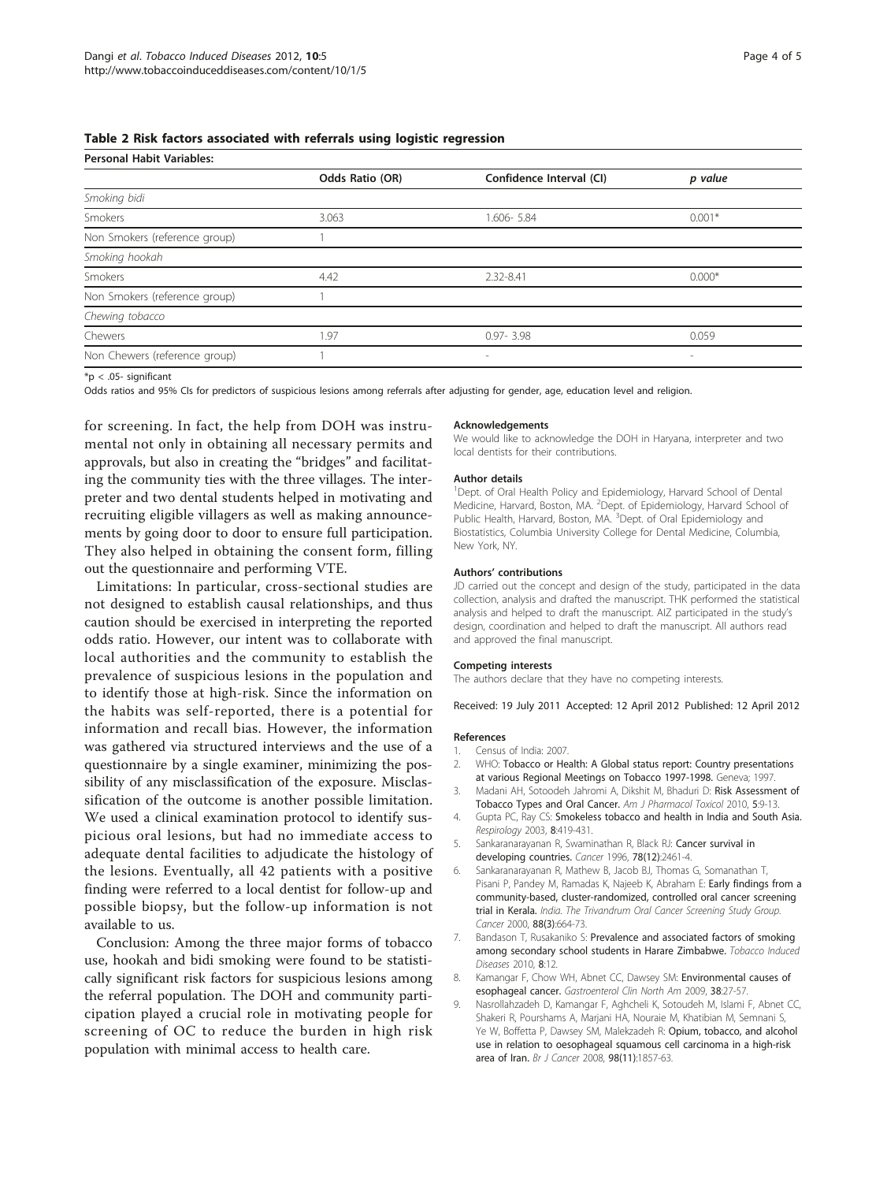**Table 2 Risk factors associated with referrals using logistic regression**

| Personal Habit Variables: | | | |
|---|---|---|---|
| | Odds Ratio (OR) | Confidence Interval (CI) | *p value* |
| *Smoking bidi* | | | |
| Smokers | 3.063 | 1.606- 5.84 | 0.001* |
| Non Smokers (reference group) | 1 | | |
| *Smoking hookah* | | | |
| Smokers | 4.42 | 2.32-8.41 | 0.000* |
| Non Smokers (reference group) | 1 | | |
| *Chewing tobacco* | | | |
| Chewers | 1.97 | 0.97- 3.98 | 0.059 |
| Non Chewers (reference group) | 1 | - | - |

*p < .05- significant

Odds ratios and 95% CIs for predictors of suspicious lesions among referrals after adjusting for gender, age, education level and religion.

for screening. In fact, the help from DOH was instrumental not only in obtaining all necessary permits and approvals, but also in creating the "bridges" and facilitating the community ties with the three villages. The interpreter and two dental students helped in motivating and recruiting eligible villagers as well as making announcements by going door to door to ensure full participation. They also helped in obtaining the consent form, filling out the questionnaire and performing VTE.

Limitations: In particular, cross-sectional studies are not designed to establish causal relationships, and thus caution should be exercised in interpreting the reported odds ratio. However, our intent was to collaborate with local authorities and the community to establish the prevalence of suspicious lesions in the population and to identify those at high-risk. Since the information on the habits was self-reported, there is a potential for information and recall bias. However, the information was gathered via structured interviews and the use of a questionnaire by a single examiner, minimizing the possibility of any misclassification of the exposure. Misclassification of the outcome is another possible limitation. We used a clinical examination protocol to identify suspicious oral lesions, but had no immediate access to adequate dental facilities to adjudicate the histology of the lesions. Eventually, all 42 patients with a positive finding were referred to a local dentist for follow-up and possible biopsy, but the follow-up information is not available to us.

Conclusion: Among the three major forms of tobacco use, hookah and bidi smoking were found to be statistically significant risk factors for suspicious lesions among the referral population. The DOH and community participation played a crucial role in motivating people for screening of OC to reduce the burden in high risk population with minimal access to health care.

#### Acknowledgements

We would like to acknowledge the DOH in Haryana, interpreter and two local dentists for their contributions.

#### Author details

[1]Dept. of Oral Health Policy and Epidemiology, Harvard School of Dental Medicine, Harvard, Boston, MA. [2]Dept. of Epidemiology, Harvard School of Public Health, Harvard, Boston, MA. [3]Dept. of Oral Epidemiology and Biostatistics, Columbia University College for Dental Medicine, Columbia, New York, NY.

#### Authors' contributions

JD carried out the concept and design of the study, participated in the data collection, analysis and drafted the manuscript. THK performed the statistical analysis and helped to draft the manuscript. AIZ participated in the study's design, coordination and helped to draft the manuscript. All authors read and approved the final manuscript.

#### Competing interests

The authors declare that they have no competing interests.

Received: 19 July 2011 Accepted: 12 April 2012 Published: 12 April 2012

#### References

1. Census of India: 2007.
2. WHO: **Tobacco or Health: A Global status report: Country presentations at various Regional Meetings on Tobacco 1997-1998.** Geneva; 1997.
3. Madani AH, Sotoodeh Jahromi A, Dikshit M, Bhaduri D: **Risk Assessment of Tobacco Types and Oral Cancer.** *Am J Pharmacol Toxicol* 2010, **5**:9-13.
4. Gupta PC, Ray CS: **Smokeless tobacco and health in India and South Asia.** *Respirology* 2003, **8**:419-431.
5. Sankaranarayanan R, Swaminathan R, Black RJ: **Cancer survival in developing countries.** *Cancer* 1996, **78(12)**:2461-4.
6. Sankaranarayanan R, Mathew B, Jacob BJ, Thomas G, Somanathan T, Pisani P, Pandey M, Ramadas K, Najeeb K, Abraham E: **Early findings from a community-based, cluster-randomized, controlled oral cancer screening trial in Kerala.** *India. The Trivandrum Oral Cancer Screening Study Group. Cancer* 2000, **88(3)**:664-73.
7. Bandason T, Rusakaniko S: **Prevalence and associated factors of smoking among secondary school students in Harare Zimbabwe.** *Tobacco Induced Diseases* 2010, **8**:12.
8. Kamangar F, Chow WH, Abnet CC, Dawsey SM: **Environmental causes of esophageal cancer.** *Gastroenterol Clin North Am* 2009, **38**:27-57.
9. Nasrollahzadeh D, Kamangar F, Aghcheli K, Sotoudeh M, Islami F, Abnet CC, Shakeri R, Pourshams A, Marjani HA, Nouraie M, Khatibian M, Semnani S, Ye W, Boffetta P, Dawsey SM, Malekzadeh R: **Opium, tobacco, and alcohol use in relation to oesophageal squamous cell carcinoma in a high-risk area of Iran.** *Br J Cancer* 2008, **98(11)**:1857-63.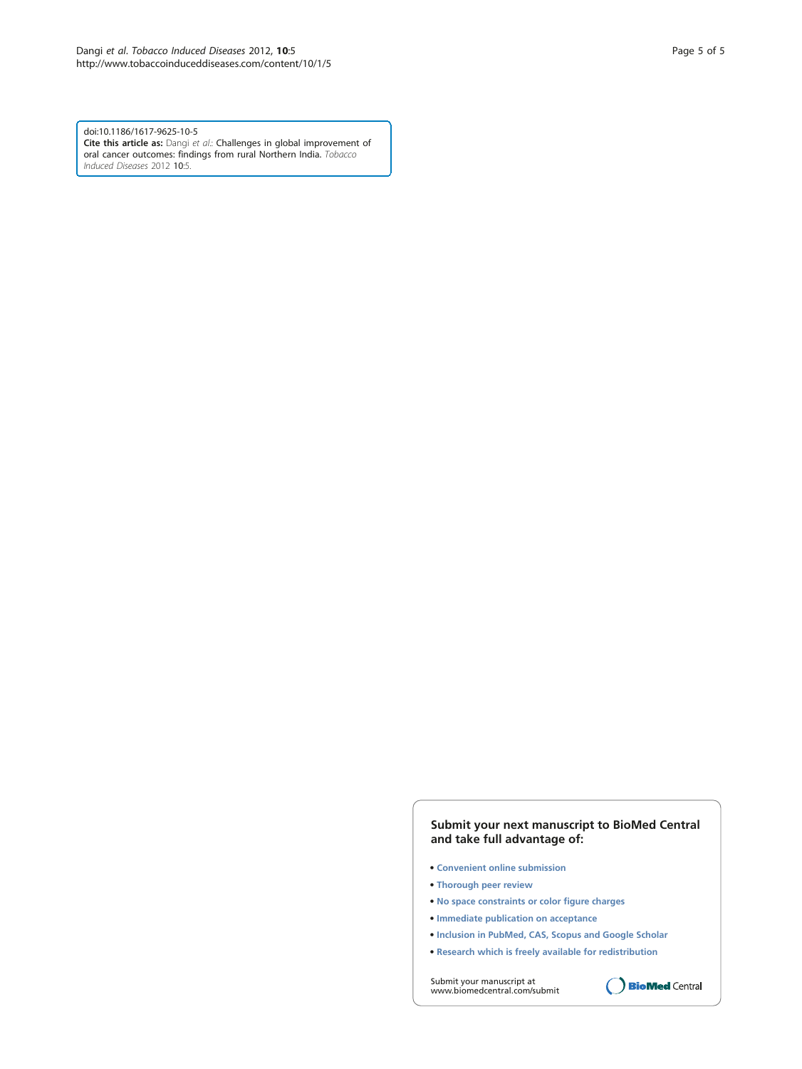doi:10.1186/1617-9625-10-5

**Cite this article as:** Dangi *et al.*: Challenges in global improvement of oral cancer outcomes: findings from rural Northern India. *Tobacco Induced Diseases* 2012 **10**:5.

**Submit your next manuscript to BioMed Central and take full advantage of:**

- **Convenient online submission**
- **Thorough peer review**
- **No space constraints or color figure charges**
- **Immediate publication on acceptance**
- **Inclusion in PubMed, CAS, Scopus and Google Scholar**
- **Research which is freely available for redistribution**

Submit your manuscript at
www.biomedcentral.com/submit

**BioMed** Central